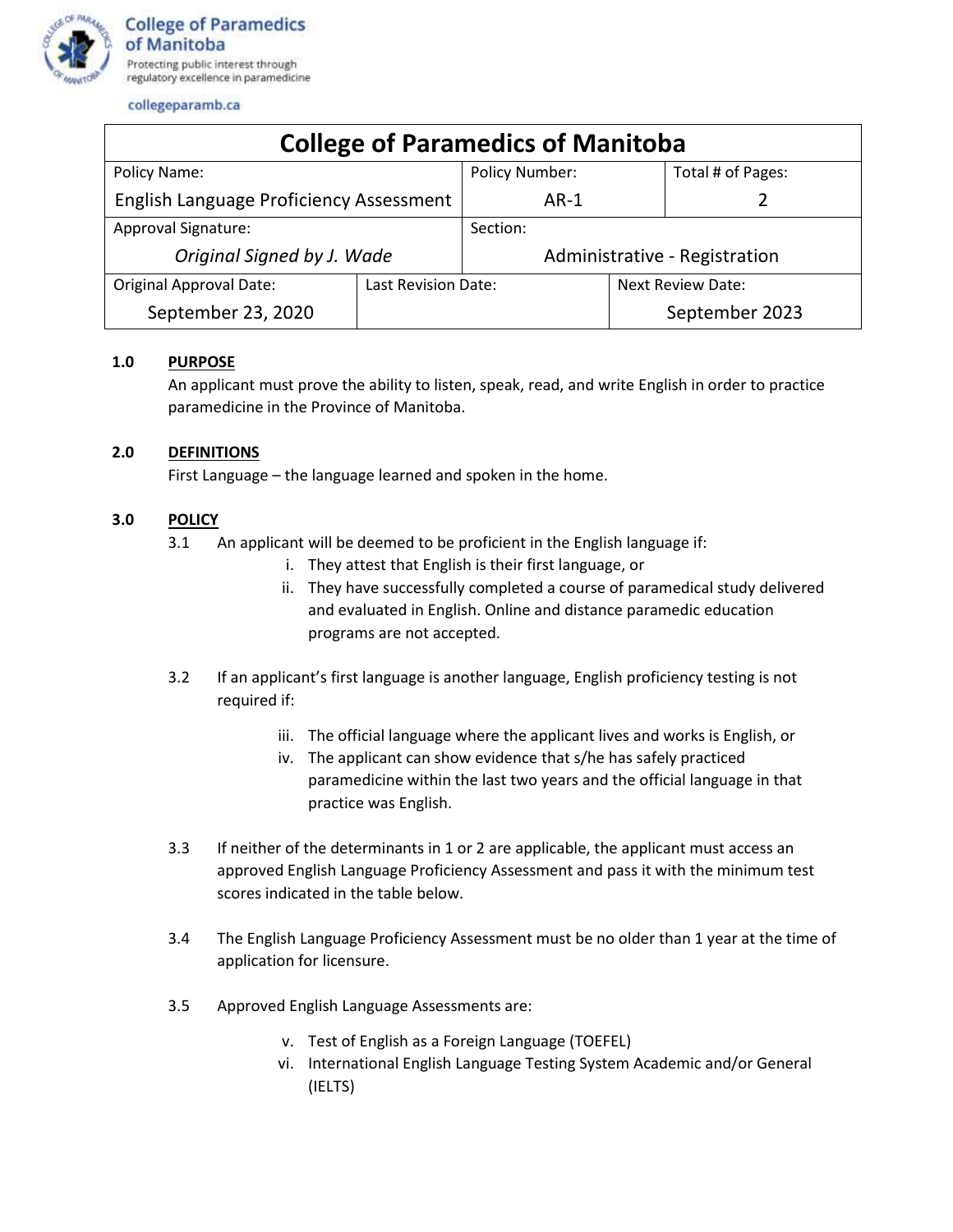College of Paramedics of Manitoba

Protecting public interest through regulatory excellence in paramedicine

collegeparamb.ca

| College of Paramedics of Manitoba | | | | |
|---|---|---|---|---|
| Policy Name: English Language Proficiency Assessment | | Policy Number: AR-1 | | Total # of Pages: 2 |
| Approval Signature: *Original Signed by J. Wade* | | Section: Administrative - Registration | | |
| Original Approval Date: September 23, 2020 | Last Revision Date: | | Next Review Date: September 2023 | |

## 1.0 PURPOSE

An applicant must prove the ability to listen, speak, read, and write English in order to practice paramedicine in the Province of Manitoba.

## 2.0 DEFINITIONS

First Language – the language learned and spoken in the home.

## 3.0 POLICY

3.1 An applicant will be deemed to be proficient in the English language if:

i. They attest that English is their first language, or
ii. They have successfully completed a course of paramedical study delivered and evaluated in English. Online and distance paramedic education programs are not accepted.

3.2 If an applicant's first language is another language, English proficiency testing is not required if:

iii. The official language where the applicant lives and works is English, or
iv. The applicant can show evidence that s/he has safely practiced paramedicine within the last two years and the official language in that practice was English.

3.3 If neither of the determinants in 1 or 2 are applicable, the applicant must access an approved English Language Proficiency Assessment and pass it with the minimum test scores indicated in the table below.

3.4 The English Language Proficiency Assessment must be no older than 1 year at the time of application for licensure.

3.5 Approved English Language Assessments are:

v. Test of English as a Foreign Language (TOEFEL)
vi. International English Language Testing System Academic and/or General (IELTS)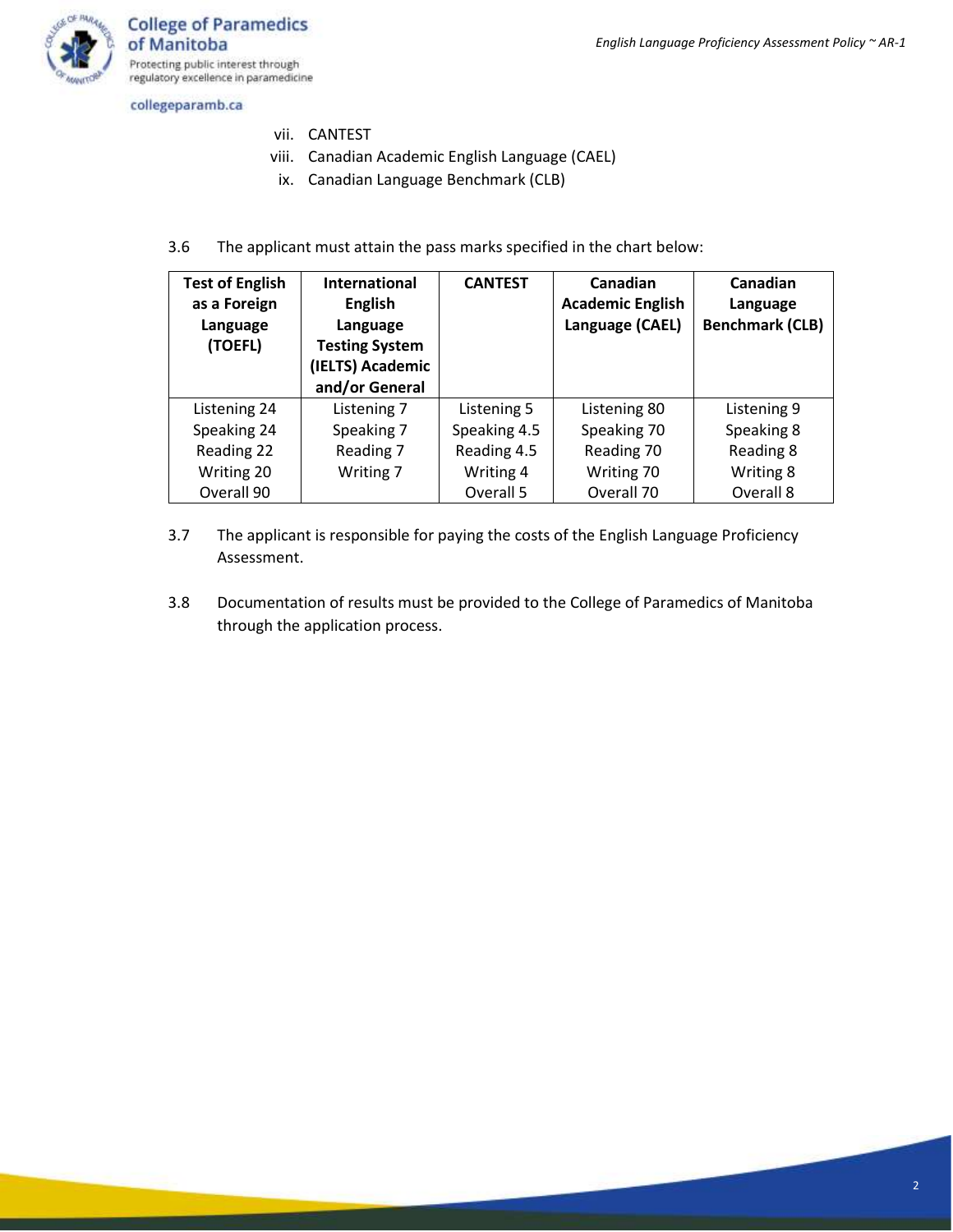vii. CANTEST
viii. Canadian Academic English Language (CAEL)
ix. Canadian Language Benchmark (CLB)

3.6 The applicant must attain the pass marks specified in the chart below:

| Test of English as a Foreign Language (TOEFL) | International English Language Testing System (IELTS) Academic and/or General | CANTEST | Canadian Academic English Language (CAEL) | Canadian Language Benchmark (CLB) |
|---|---|---|---|---|
| Listening 24<br>Speaking 24<br>Reading 22<br>Writing 20<br>Overall 90 | Listening 7<br>Speaking 7<br>Reading 7<br>Writing 7 | Listening 5<br>Speaking 4.5<br>Reading 4.5<br>Writing 4<br>Overall 5 | Listening 80<br>Speaking 70<br>Reading 70<br>Writing 70<br>Overall 70 | Listening 9<br>Speaking 8<br>Reading 8<br>Writing 8<br>Overall 8 |

3.7 The applicant is responsible for paying the costs of the English Language Proficiency Assessment.

3.8 Documentation of results must be provided to the College of Paramedics of Manitoba through the application process.